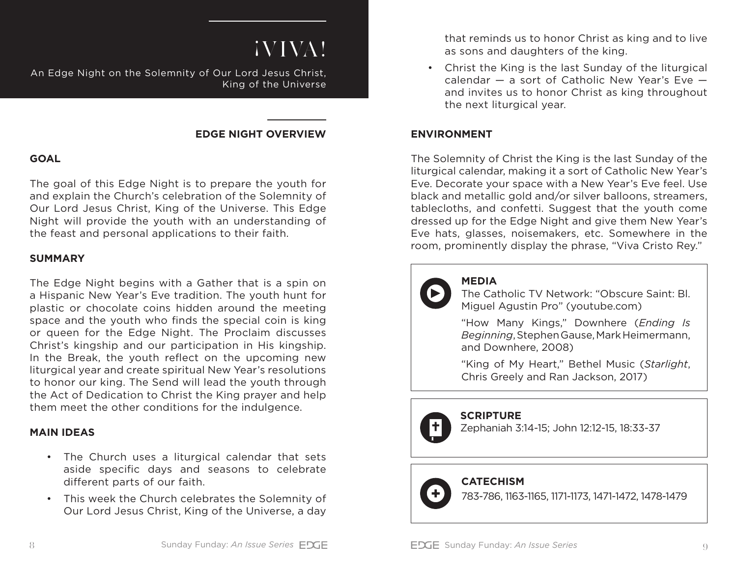# ¡VIVA!

An Edge Night on the Solemnity of Our Lord Jesus Christ, King of the Universe

## EDGE NIGHT OVERVIEW

### GOAL

The goal of this Edge Night is to prepare the youth for and explain the Church's celebration of the Solemnity of Our Lord Jesus Christ, King of the Universe. This Edge Night will provide the youth with an understanding of the feast and personal applications to their faith.

### SUMMARY

The Edge Night begins with a Gather that is a spin on a Hispanic New Year's Eve tradition. The youth hunt for plastic or chocolate coins hidden around the meeting space and the youth who finds the special coin is king or queen for the Edge Night. The Proclaim discusses Christ's kingship and our participation in His kingship. In the Break, the youth reflect on the upcoming new liturgical year and create spiritual New Year's resolutions to honor our king. The Send will lead the youth through the Act of Dedication to Christ the King prayer and help them meet the other conditions for the indulgence.

### MAIN IDEAS

- The Church uses a liturgical calendar that sets aside specific days and seasons to celebrate different parts of our faith.
- This week the Church celebrates the Solemnity of Our Lord Jesus Christ, King of the Universe, a day that reminds us to honor Christ as king and to live as sons and daughters of the king.
- Christ the King is the last Sunday of the liturgical calendar — a sort of Catholic New Year's Eve — and invites us to honor Christ as king throughout the next liturgical year.

### ENVIRONMENT

The Solemnity of Christ the King is the last Sunday of the liturgical calendar, making it a sort of Catholic New Year's Eve. Decorate your space with a New Year's Eve feel. Use black and metallic gold and/or silver balloons, streamers, tablecloths, and confetti. Suggest that the youth come dressed up for the Edge Night and give them New Year's Eve hats, glasses, noisemakers, etc. Somewhere in the room, prominently display the phrase, "Viva Cristo Rey."

**MEDIA**

The Catholic TV Network: "Obscure Saint: Bl. Miguel Agustin Pro" (youtube.com)

"How Many Kings," Downhere (*Ending Is Beginning*, Stephen Gause, Mark Heimermann, and Downhere, 2008)

"King of My Heart," Bethel Music (*Starlight*, Chris Greely and Ran Jackson, 2017)

**SCRIPTURE**

Zephaniah 3:14-15; John 12:12-15, 18:33-37

**CATECHISM**

783-786, 1163-1165, 1171-1173, 1471-1472, 1478-1479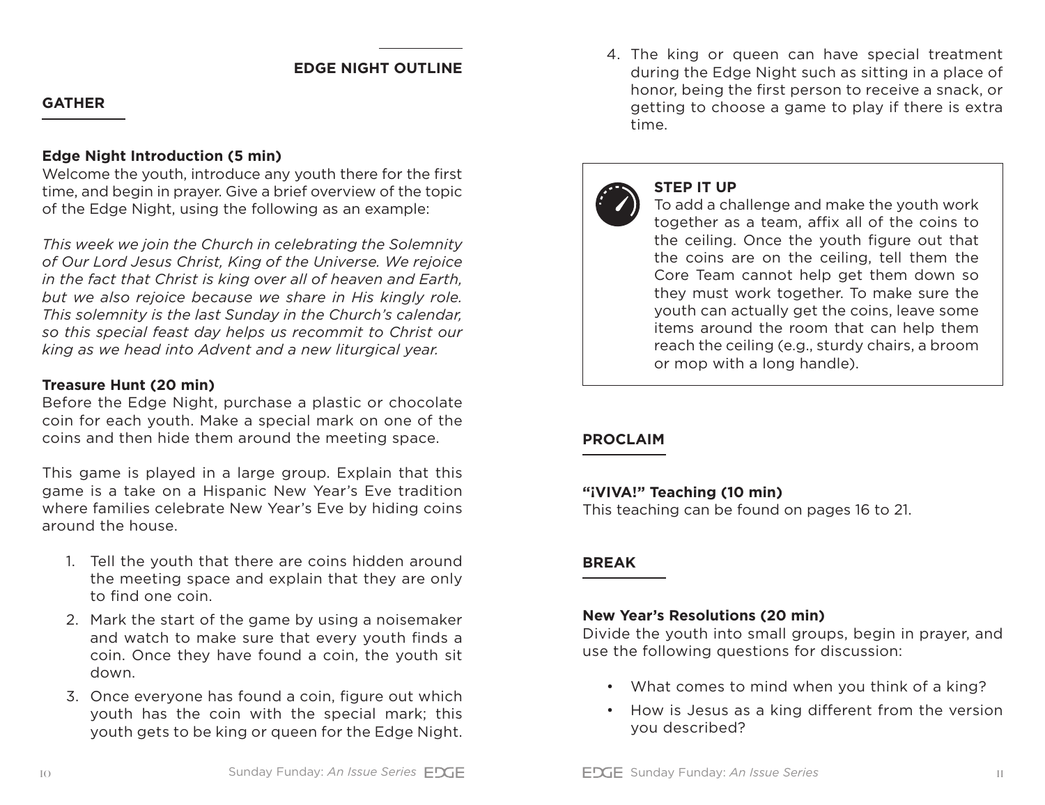## EDGE NIGHT OUTLINE

### GATHER

**Edge Night Introduction (5 min)**
Welcome the youth, introduce any youth there for the first time, and begin in prayer. Give a brief overview of the topic of the Edge Night, using the following as an example:

*This week we join the Church in celebrating the Solemnity of Our Lord Jesus Christ, King of the Universe. We rejoice in the fact that Christ is king over all of heaven and Earth, but we also rejoice because we share in His kingly role. This solemnity is the last Sunday in the Church's calendar, so this special feast day helps us recommit to Christ our king as we head into Advent and a new liturgical year.*

**Treasure Hunt (20 min)**
Before the Edge Night, purchase a plastic or chocolate coin for each youth. Make a special mark on one of the coins and then hide them around the meeting space.

This game is played in a large group. Explain that this game is a take on a Hispanic New Year's Eve tradition where families celebrate New Year's Eve by hiding coins around the house.

1. Tell the youth that there are coins hidden around the meeting space and explain that they are only to find one coin.
2. Mark the start of the game by using a noisemaker and watch to make sure that every youth finds a coin. Once they have found a coin, the youth sit down.
3. Once everyone has found a coin, figure out which youth has the coin with the special mark; this youth gets to be king or queen for the Edge Night.
4. The king or queen can have special treatment during the Edge Night such as sitting in a place of honor, being the first person to receive a snack, or getting to choose a game to play if there is extra time.

> **STEP IT UP**
> To add a challenge and make the youth work together as a team, affix all of the coins to the ceiling. Once the youth figure out that the coins are on the ceiling, tell them the Core Team cannot help get them down so they must work together. To make sure the youth can actually get the coins, leave some items around the room that can help them reach the ceiling (e.g., sturdy chairs, a broom or mop with a long handle).

### PROCLAIM

**"¡VIVA!" Teaching (10 min)**
This teaching can be found on pages 16 to 21.

### BREAK

**New Year's Resolutions (20 min)**
Divide the youth into small groups, begin in prayer, and use the following questions for discussion:

- What comes to mind when you think of a king?
- How is Jesus as a king different from the version you described?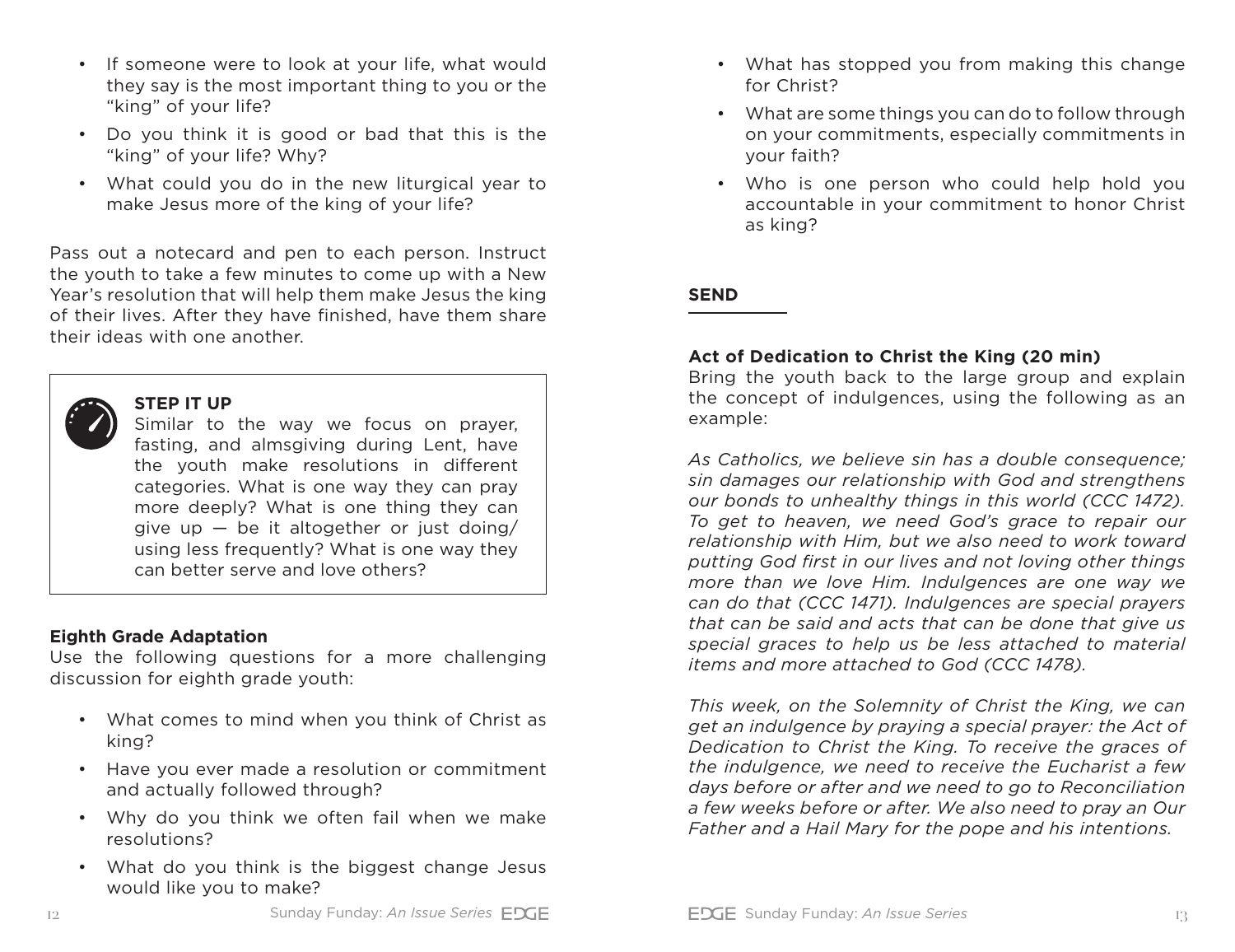- If someone were to look at your life, what would they say is the most important thing to you or the "king" of your life?
- Do you think it is good or bad that this is the "king" of your life? Why?
- What could you do in the new liturgical year to make Jesus more of the king of your life?

Pass out a notecard and pen to each person. Instruct the youth to take a few minutes to come up with a New Year's resolution that will help them make Jesus the king of their lives. After they have finished, have them share their ideas with one another.

> **STEP IT UP**
> Similar to the way we focus on prayer, fasting, and almsgiving during Lent, have the youth make resolutions in different categories. What is one way they can pray more deeply? What is one thing they can give up — be it altogether or just doing/using less frequently? What is one way they can better serve and love others?

**Eighth Grade Adaptation**

Use the following questions for a more challenging discussion for eighth grade youth:

- What comes to mind when you think of Christ as king?
- Have you ever made a resolution or commitment and actually followed through?
- Why do you think we often fail when we make resolutions?
- What do you think is the biggest change Jesus would like you to make?
- What has stopped you from making this change for Christ?
- What are some things you can do to follow through on your commitments, especially commitments in your faith?
- Who is one person who could help hold you accountable in your commitment to honor Christ as king?

## SEND

**Act of Dedication to Christ the King (20 min)**

Bring the youth back to the large group and explain the concept of indulgences, using the following as an example:

*As Catholics, we believe sin has a double consequence; sin damages our relationship with God and strengthens our bonds to unhealthy things in this world (CCC 1472). To get to heaven, we need God's grace to repair our relationship with Him, but we also need to work toward putting God first in our lives and not loving other things more than we love Him. Indulgences are one way we can do that (CCC 1471). Indulgences are special prayers that can be said and acts that can be done that give us special graces to help us be less attached to material items and more attached to God (CCC 1478).*

*This week, on the Solemnity of Christ the King, we can get an indulgence by praying a special prayer: the Act of Dedication to Christ the King. To receive the graces of the indulgence, we need to receive the Eucharist a few days before or after and we need to go to Reconciliation a few weeks before or after. We also need to pray an Our Father and a Hail Mary for the pope and his intentions.*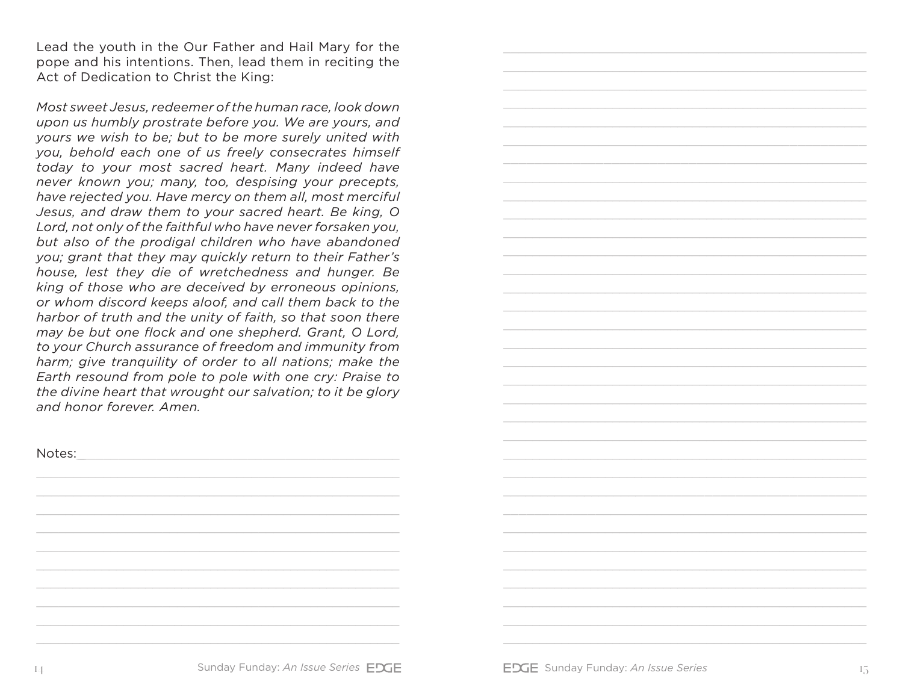Lead the youth in the Our Father and Hail Mary for the pope and his intentions. Then, lead them in reciting the Act of Dedication to Christ the King:

*Most sweet Jesus, redeemer of the human race, look down upon us humbly prostrate before you. We are yours, and yours we wish to be; but to be more surely united with you, behold each one of us freely consecrates himself today to your most sacred heart. Many indeed have never known you; many, too, despising your precepts, have rejected you. Have mercy on them all, most merciful Jesus, and draw them to your sacred heart. Be king, O Lord, not only of the faithful who have never forsaken you, but also of the prodigal children who have abandoned you; grant that they may quickly return to their Father's house, lest they die of wretchedness and hunger. Be king of those who are deceived by erroneous opinions, or whom discord keeps aloof, and call them back to the harbor of truth and the unity of faith, so that soon there may be but one flock and one shepherd. Grant, O Lord, to your Church assurance of freedom and immunity from harm; give tranquility of order to all nations; make the Earth resound from pole to pole with one cry: Praise to the divine heart that wrought our salvation; to it be glory and honor forever. Amen.*

Notes: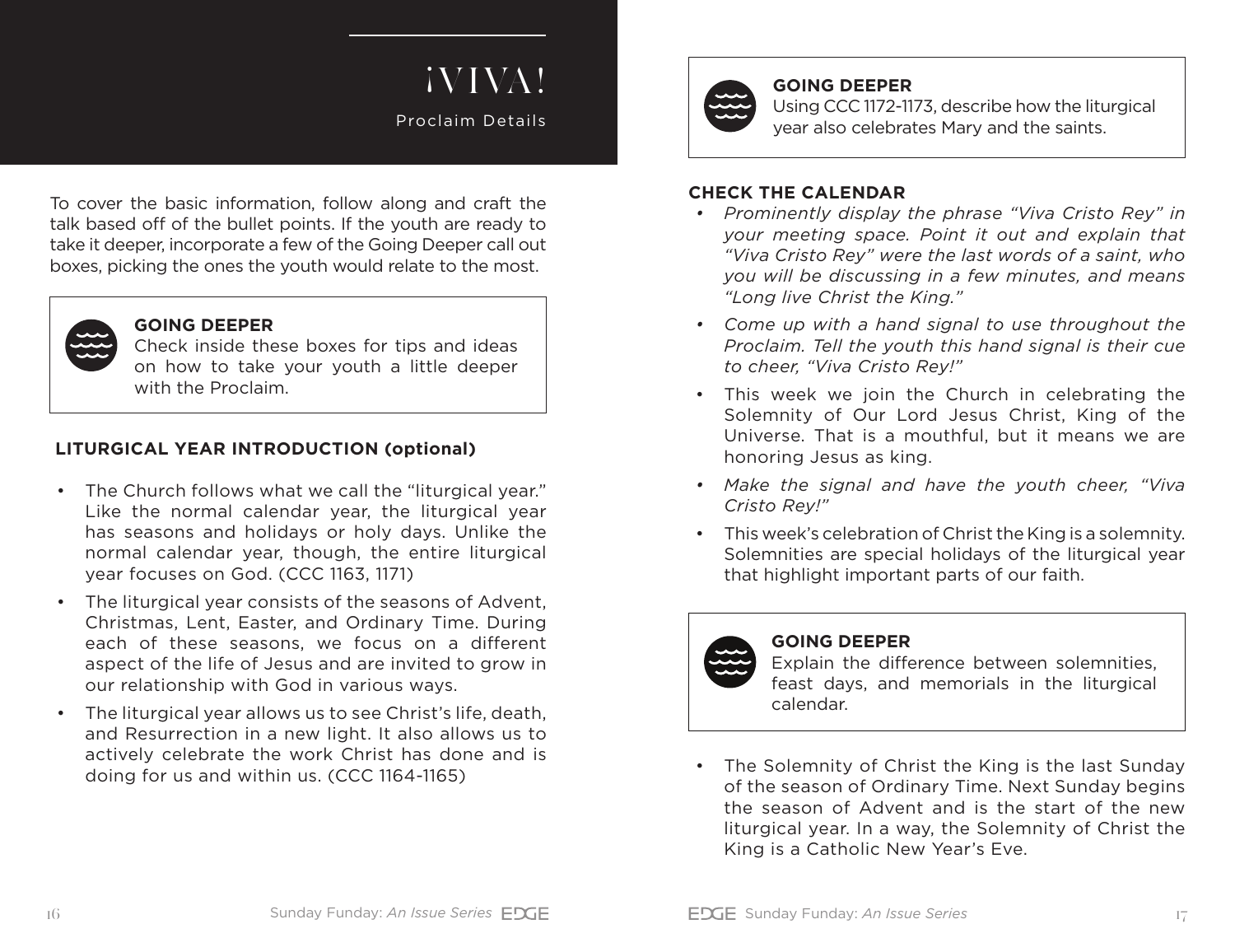# ¡VIVA!

Proclaim Details

To cover the basic information, follow along and craft the talk based off of the bullet points. If the youth are ready to take it deeper, incorporate a few of the Going Deeper call out boxes, picking the ones the youth would relate to the most.

> **GOING DEEPER**
> Check inside these boxes for tips and ideas on how to take your youth a little deeper with the Proclaim.

## LITURGICAL YEAR INTRODUCTION (optional)

- The Church follows what we call the "liturgical year." Like the normal calendar year, the liturgical year has seasons and holidays or holy days. Unlike the normal calendar year, though, the entire liturgical year focuses on God. (CCC 1163, 1171)
- The liturgical year consists of the seasons of Advent, Christmas, Lent, Easter, and Ordinary Time. During each of these seasons, we focus on a different aspect of the life of Jesus and are invited to grow in our relationship with God in various ways.
- The liturgical year allows us to see Christ's life, death, and Resurrection in a new light. It also allows us to actively celebrate the work Christ has done and is doing for us and within us. (CCC 1164-1165)

> **GOING DEEPER**
> Using CCC 1172-1173, describe how the liturgical year also celebrates Mary and the saints.

## CHECK THE CALENDAR

- *Prominently display the phrase "Viva Cristo Rey" in your meeting space. Point it out and explain that "Viva Cristo Rey" were the last words of a saint, who you will be discussing in a few minutes, and means "Long live Christ the King."*
- *Come up with a hand signal to use throughout the Proclaim. Tell the youth this hand signal is their cue to cheer, "Viva Cristo Rey!"*
- This week we join the Church in celebrating the Solemnity of Our Lord Jesus Christ, King of the Universe. That is a mouthful, but it means we are honoring Jesus as king.
- *Make the signal and have the youth cheer, "Viva Cristo Rey!"*
- This week's celebration of Christ the King is a solemnity. Solemnities are special holidays of the liturgical year that highlight important parts of our faith.

> **GOING DEEPER**
> Explain the difference between solemnities, feast days, and memorials in the liturgical calendar.

- The Solemnity of Christ the King is the last Sunday of the season of Ordinary Time. Next Sunday begins the season of Advent and is the start of the new liturgical year. In a way, the Solemnity of Christ the King is a Catholic New Year's Eve.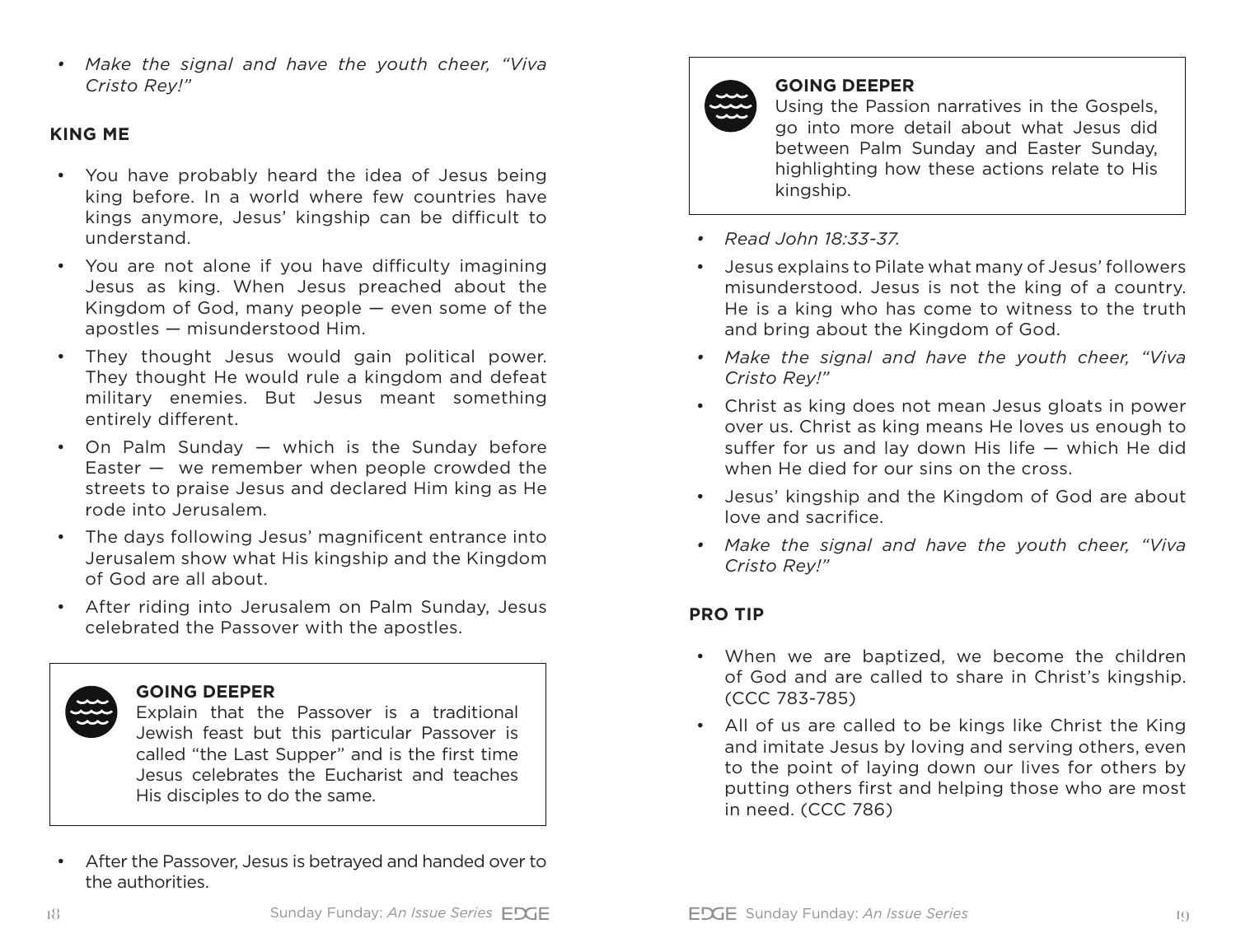- *Make the signal and have the youth cheer, "Viva Cristo Rey!"*

## KING ME

- You have probably heard the idea of Jesus being king before. In a world where few countries have kings anymore, Jesus' kingship can be difficult to understand.
- You are not alone if you have difficulty imagining Jesus as king. When Jesus preached about the Kingdom of God, many people — even some of the apostles — misunderstood Him.
- They thought Jesus would gain political power. They thought He would rule a kingdom and defeat military enemies. But Jesus meant something entirely different.
- On Palm Sunday — which is the Sunday before Easter — we remember when people crowded the streets to praise Jesus and declared Him king as He rode into Jerusalem.
- The days following Jesus' magnificent entrance into Jerusalem show what His kingship and the Kingdom of God are all about.
- After riding into Jerusalem on Palm Sunday, Jesus celebrated the Passover with the apostles.

> **GOING DEEPER**
> Explain that the Passover is a traditional Jewish feast but this particular Passover is called "the Last Supper" and is the first time Jesus celebrates the Eucharist and teaches His disciples to do the same.

- After the Passover, Jesus is betrayed and handed over to the authorities.

> **GOING DEEPER**
> Using the Passion narratives in the Gospels, go into more detail about what Jesus did between Palm Sunday and Easter Sunday, highlighting how these actions relate to His kingship.

- *Read John 18:33-37.*
- Jesus explains to Pilate what many of Jesus' followers misunderstood. Jesus is not the king of a country. He is a king who has come to witness to the truth and bring about the Kingdom of God.
- *Make the signal and have the youth cheer, "Viva Cristo Rey!"*
- Christ as king does not mean Jesus gloats in power over us. Christ as king means He loves us enough to suffer for us and lay down His life — which He did when He died for our sins on the cross.
- Jesus' kingship and the Kingdom of God are about love and sacrifice.
- *Make the signal and have the youth cheer, "Viva Cristo Rey!"*

## PRO TIP

- When we are baptized, we become the children of God and are called to share in Christ's kingship. (CCC 783-785)
- All of us are called to be kings like Christ the King and imitate Jesus by loving and serving others, even to the point of laying down our lives for others by putting others first and helping those who are most in need. (CCC 786)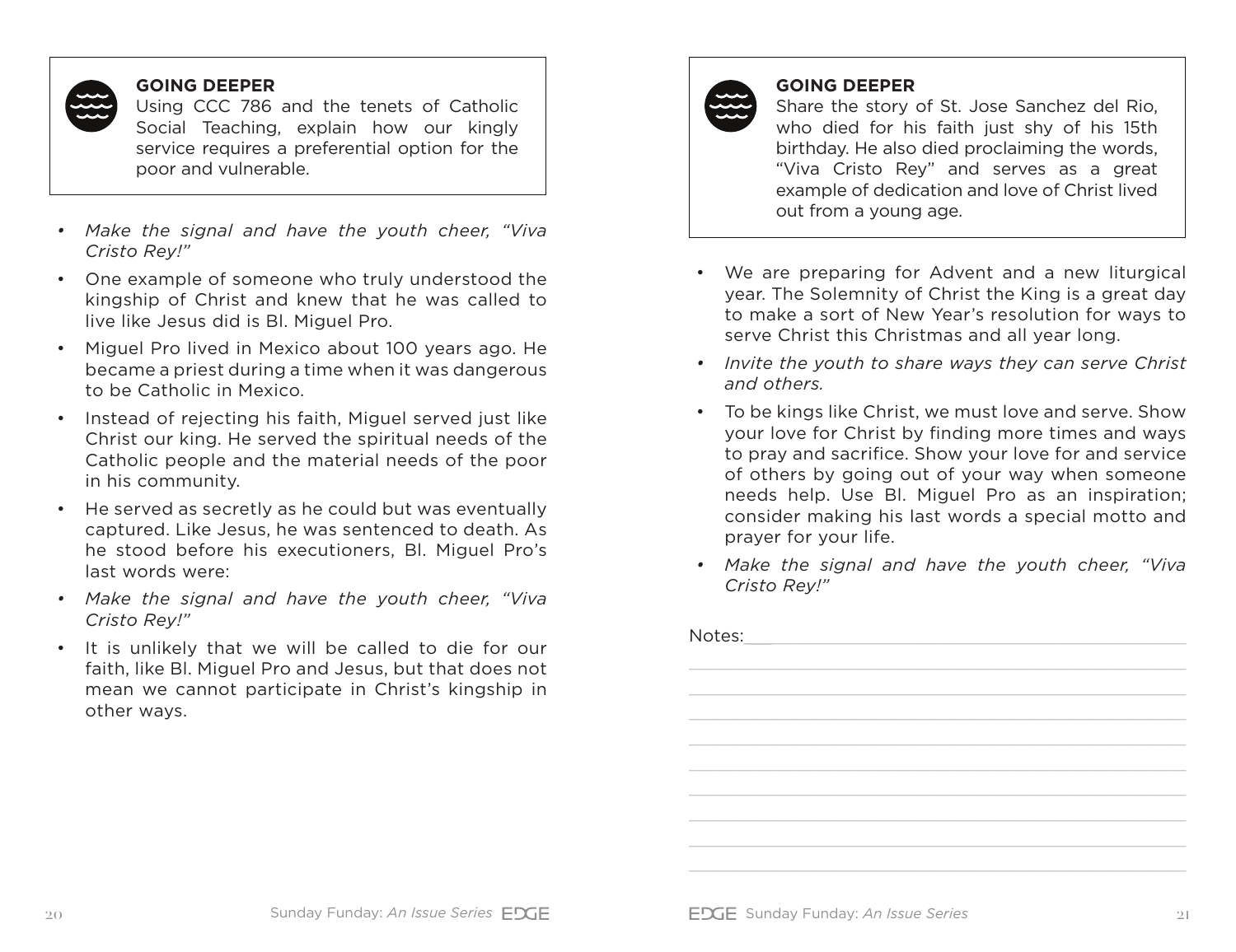> **GOING DEEPER**
> Using CCC 786 and the tenets of Catholic Social Teaching, explain how our kingly service requires a preferential option for the poor and vulnerable.

- *Make the signal and have the youth cheer, "Viva Cristo Rey!"*
- One example of someone who truly understood the kingship of Christ and knew that he was called to live like Jesus did is Bl. Miguel Pro.
- Miguel Pro lived in Mexico about 100 years ago. He became a priest during a time when it was dangerous to be Catholic in Mexico.
- Instead of rejecting his faith, Miguel served just like Christ our king. He served the spiritual needs of the Catholic people and the material needs of the poor in his community.
- He served as secretly as he could but was eventually captured. Like Jesus, he was sentenced to death. As he stood before his executioners, Bl. Miguel Pro's last words were:
- *Make the signal and have the youth cheer, "Viva Cristo Rey!"*
- It is unlikely that we will be called to die for our faith, like Bl. Miguel Pro and Jesus, but that does not mean we cannot participate in Christ's kingship in other ways.

> **GOING DEEPER**
> Share the story of St. Jose Sanchez del Rio, who died for his faith just shy of his 15th birthday. He also died proclaiming the words, "Viva Cristo Rey" and serves as a great example of dedication and love of Christ lived out from a young age.

- We are preparing for Advent and a new liturgical year. The Solemnity of Christ the King is a great day to make a sort of New Year's resolution for ways to serve Christ this Christmas and all year long.
- *Invite the youth to share ways they can serve Christ and others.*
- To be kings like Christ, we must love and serve. Show your love for Christ by finding more times and ways to pray and sacrifice. Show your love for and service of others by going out of your way when someone needs help. Use Bl. Miguel Pro as an inspiration; consider making his last words a special motto and prayer for your life.
- *Make the signal and have the youth cheer, "Viva Cristo Rey!"*

Notes: